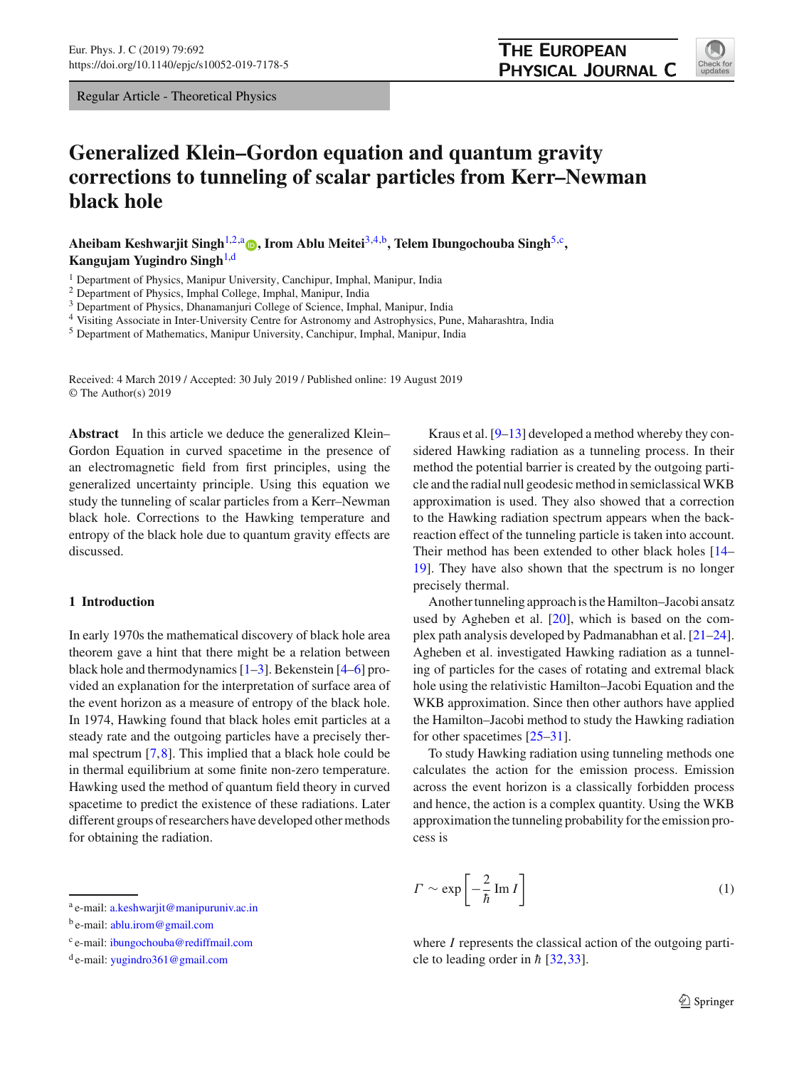Regular Article - Theoretical Physics

# Generalized Klein–Gordon equation and quantum gravity corrections to tunneling of scalar particles from Kerr–Newman black hole

**Aheibam Keshwarjit Singh**[1,2,a], **Irom Ablu Meitei**[3,4,b], **Telem Ibungochouba Singh**[5,c], **Kangujam Yugindro Singh**[1,d]

[1] Department of Physics, Manipur University, Canchipur, Imphal, Manipur, India
[2] Department of Physics, Imphal College, Imphal, Manipur, India
[3] Department of Physics, Dhanamanjuri College of Science, Imphal, Manipur, India
[4] Visiting Associate in Inter-University Centre for Astronomy and Astrophysics, Pune, Maharashtra, India
[5] Department of Mathematics, Manipur University, Canchipur, Imphal, Manipur, India

Received: 4 March 2019 / Accepted: 30 July 2019 / Published online: 19 August 2019
© The Author(s) 2019

**Abstract** In this article we deduce the generalized Klein–Gordon Equation in curved spacetime in the presence of an electromagnetic field from first principles, using the generalized uncertainty principle. Using this equation we study the tunneling of scalar particles from a Kerr–Newman black hole. Corrections to the Hawking temperature and entropy of the black hole due to quantum gravity effects are discussed.

## 1 Introduction

In early 1970s the mathematical discovery of black hole area theorem gave a hint that there might be a relation between black hole and thermodynamics [1–3]. Bekenstein [4–6] provided an explanation for the interpretation of surface area of the event horizon as a measure of entropy of the black hole. In 1974, Hawking found that black holes emit particles at a steady rate and the outgoing particles have a precisely thermal spectrum [7,8]. This implied that a black hole could be in thermal equilibrium at some finite non-zero temperature. Hawking used the method of quantum field theory in curved spacetime to predict the existence of these radiations. Later different groups of researchers have developed other methods for obtaining the radiation.

Kraus et al. [9–13] developed a method whereby they considered Hawking radiation as a tunneling process. In their method the potential barrier is created by the outgoing particle and the radial null geodesic method in semiclassical WKB approximation is used. They also showed that a correction to the Hawking radiation spectrum appears when the backreaction effect of the tunneling particle is taken into account. Their method has been extended to other black holes [14–19]. They have also shown that the spectrum is no longer precisely thermal.

Another tunneling approach is the Hamilton–Jacobi ansatz used by Agheben et al. [20], which is based on the complex path analysis developed by Padmanabhan et al. [21–24]. Agheben et al. investigated Hawking radiation as a tunneling of particles for the cases of rotating and extremal black hole using the relativistic Hamilton–Jacobi Equation and the WKB approximation. Since then other authors have applied the Hamilton–Jacobi method to study the Hawking radiation for other spacetimes [25–31].

To study Hawking radiation using tunneling methods one calculates the action for the emission process. Emission across the event horizon is a classically forbidden process and hence, the action is a complex quantity. Using the WKB approximation the tunneling probability for the emission process is

$$\Gamma \sim \exp\left[-\frac{2}{\hbar}\,\mathrm{Im}\,I\right] \tag{1}$$

where $I$ represents the classical action of the outgoing particle to leading order in $\hbar$ [32,33].

[a] e-mail: a.keshwarjit@manipuruniv.ac.in
[b] e-mail: ablu.irom@gmail.com
[c] e-mail: ibungochouba@rediffmail.com
[d] e-mail: yugindro361@gmail.com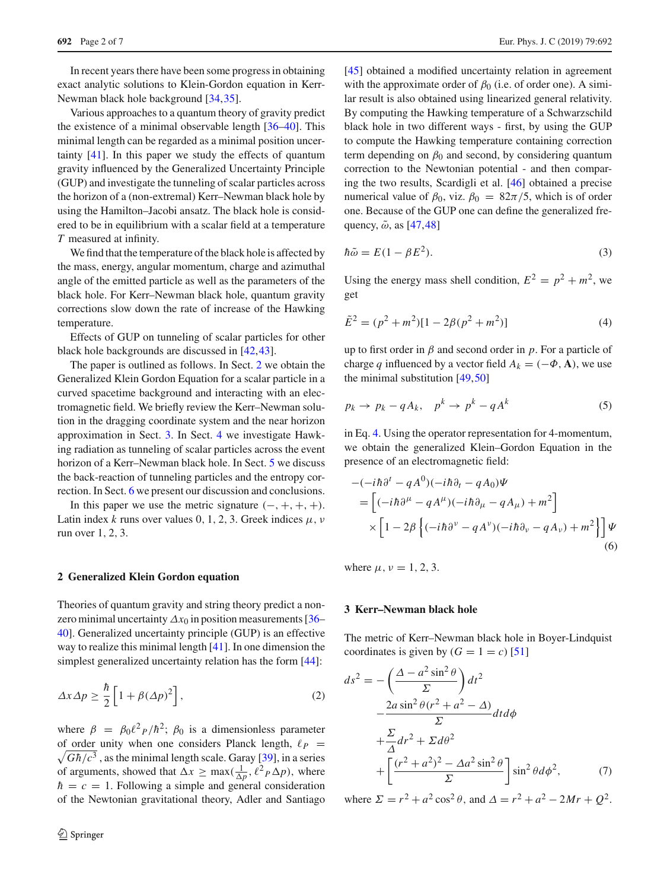In recent years there have been some progress in obtaining exact analytic solutions to Klein-Gordon equation in Kerr-Newman black hole background [34,35].

Various approaches to a quantum theory of gravity predict the existence of a minimal observable length [36–40]. This minimal length can be regarded as a minimal position uncertainty [41]. In this paper we study the effects of quantum gravity influenced by the Generalized Uncertainty Principle (GUP) and investigate the tunneling of scalar particles across the horizon of a (non-extremal) Kerr–Newman black hole by using the Hamilton–Jacobi ansatz. The black hole is considered to be in equilibrium with a scalar field at a temperature $T$ measured at infinity.

We find that the temperature of the black hole is affected by the mass, energy, angular momentum, charge and azimuthal angle of the emitted particle as well as the parameters of the black hole. For Kerr–Newman black hole, quantum gravity corrections slow down the rate of increase of the Hawking temperature.

Effects of GUP on tunneling of scalar particles for other black hole backgrounds are discussed in [42,43].

The paper is outlined as follows. In Sect. 2 we obtain the Generalized Klein Gordon Equation for a scalar particle in a curved spacetime background and interacting with an electromagnetic field. We briefly review the Kerr–Newman solution in the dragging coordinate system and the near horizon approximation in Sect. 3. In Sect. 4 we investigate Hawking radiation as tunneling of scalar particles across the event horizon of a Kerr–Newman black hole. In Sect. 5 we discuss the back-reaction of tunneling particles and the entropy correction. In Sect. 6 we present our discussion and conclusions.

In this paper we use the metric signature $(-,+,+,+)$. Latin index $k$ runs over values 0, 1, 2, 3. Greek indices $\mu, \nu$ run over 1, 2, 3.

## 2 Generalized Klein Gordon equation

Theories of quantum gravity and string theory predict a non-zero minimal uncertainty $\Delta x_0$ in position measurements [36–40]. Generalized uncertainty principle (GUP) is an effective way to realize this minimal length [41]. In one dimension the simplest generalized uncertainty relation has the form [44]:

$$\Delta x \Delta p \geq \frac{\hbar}{2}\left[1+\beta(\Delta p)^2\right], \tag{2}$$

where $\beta = \beta_0 \ell^2{}_P/\hbar^2$; $\beta_0$ is a dimensionless parameter of order unity when one considers Planck length, $\ell_P = \sqrt{G\hbar/c^3}$, as the minimal length scale. Garay [39], in a series of arguments, showed that $\Delta x \geq \max(\frac{1}{\Delta p}, \ell^2{}_P \Delta p)$, where $\hbar = c = 1$. Following a simple and general consideration of the Newtonian gravitational theory, Adler and Santiago [45] obtained a modified uncertainty relation in agreement with the approximate order of $\beta_0$ (i.e. of order one). A similar result is also obtained using linearized general relativity. By computing the Hawking temperature of a Schwarzschild black hole in two different ways - first, by using the GUP to compute the Hawking temperature containing correction term depending on $\beta_0$ and second, by considering quantum correction to the Newtonian potential - and then comparing the two results, Scardigli et al. [46] obtained a precise numerical value of $\beta_0$, viz. $\beta_0 = 82\pi/5$, which is of order one. Because of the GUP one can define the generalized frequency, $\tilde{\omega}$, as [47,48]

$$\hbar\tilde{\omega} = E(1-\beta E^2). \tag{3}$$

Using the energy mass shell condition, $E^2 = p^2 + m^2$, we get

$$\tilde{E}^2 = (p^2+m^2)[1-2\beta(p^2+m^2)] \tag{4}$$

up to first order in $\beta$ and second order in $p$. For a particle of charge $q$ influenced by a vector field $A_k = (-\Phi, \mathbf{A})$, we use the minimal substitution [49,50]

$$p_k \rightarrow p_k - qA_k, \quad p^k \rightarrow p^k - qA^k \tag{5}$$

in Eq. 4. Using the operator representation for 4-momentum, we obtain the generalized Klein–Gordon Equation in the presence of an electromagnetic field:

$$\begin{aligned}
&-(-i\hbar\partial^t - qA^0)(-i\hbar\partial_t - qA_0)\Psi \\
&= \left[(-i\hbar\partial^\mu - qA^\mu)(-i\hbar\partial_\mu - qA_\mu) + m^2\right] \\
&\quad \times \left[1-2\beta\left\{(-i\hbar\partial^\nu - qA^\nu)(-i\hbar\partial_\nu - qA_\nu) + m^2\right\}\right]\Psi
\end{aligned} \tag{6}$$

where $\mu, \nu = 1, 2, 3$.

## 3 Kerr–Newman black hole

The metric of Kerr–Newman black hole in Boyer-Lindquist coordinates is given by $(G = 1 = c)$ [51]

$$\begin{aligned}
ds^2 = &-\left(\frac{\Delta - a^2\sin^2\theta}{\Sigma}\right)dt^2 \\
&-\frac{2a\sin^2\theta(r^2+a^2-\Delta)}{\Sigma}dtd\phi \\
&+\frac{\Sigma}{\Delta}dr^2 + \Sigma d\theta^2 \\
&+\left[\frac{(r^2+a^2)^2 - \Delta a^2\sin^2\theta}{\Sigma}\right]\sin^2\theta d\phi^2,
\end{aligned} \tag{7}$$

where $\Sigma = r^2 + a^2\cos^2\theta$, and $\Delta = r^2 + a^2 - 2Mr + Q^2$.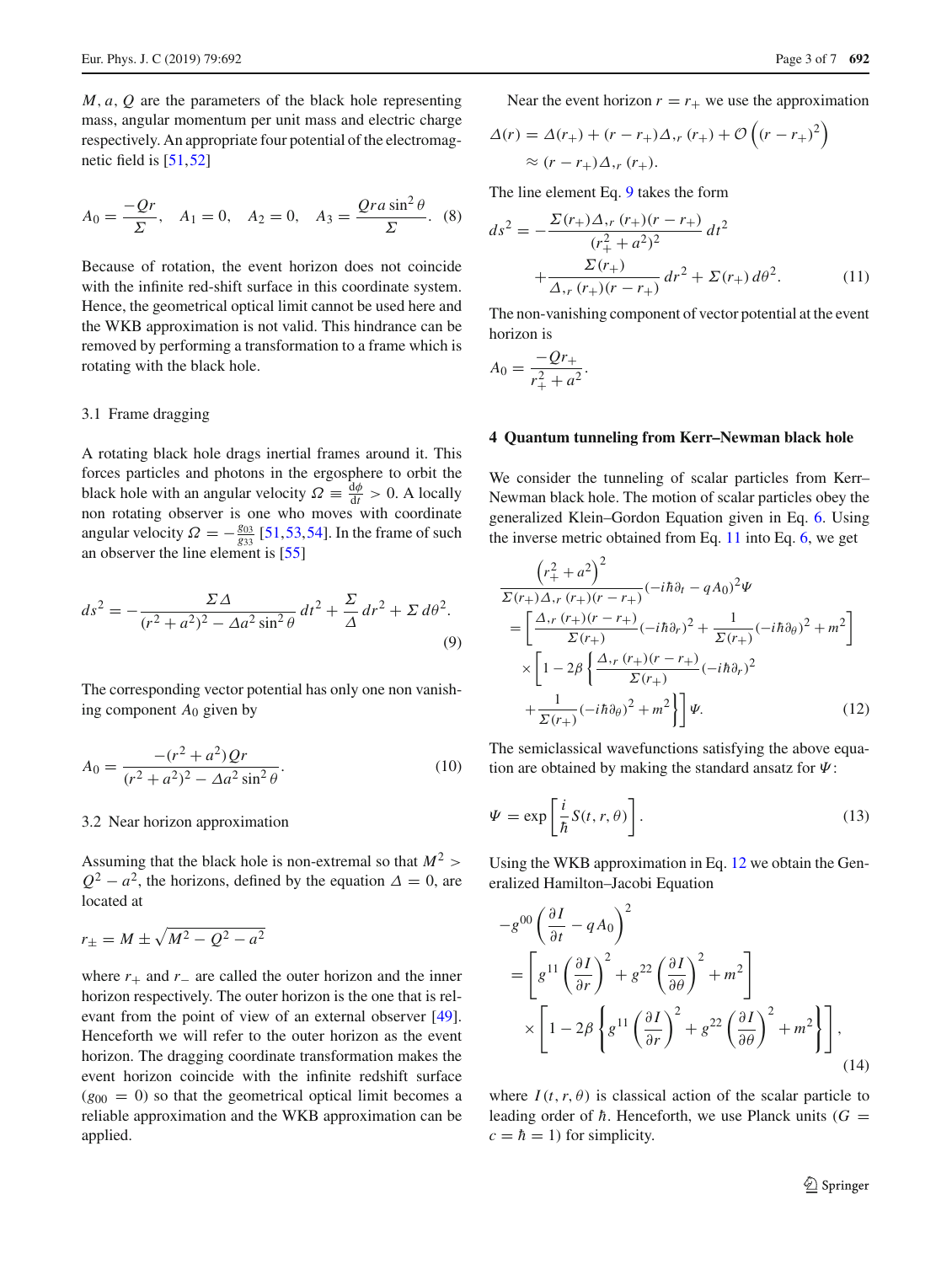$M, a, Q$ are the parameters of the black hole representing mass, angular momentum per unit mass and electric charge respectively. An appropriate four potential of the electromagnetic field is [51,52]

$$A_0 = \frac{-Qr}{\Sigma}, \quad A_1 = 0, \quad A_2 = 0, \quad A_3 = \frac{Qra\sin^2\theta}{\Sigma}. \quad (8)$$

Because of rotation, the event horizon does not coincide with the infinite red-shift surface in this coordinate system. Hence, the geometrical optical limit cannot be used here and the WKB approximation is not valid. This hindrance can be removed by performing a transformation to a frame which is rotating with the black hole.

### 3.1 Frame dragging

A rotating black hole drags inertial frames around it. This forces particles and photons in the ergosphere to orbit the black hole with an angular velocity $\Omega \equiv \frac{d\phi}{dt} > 0$. A locally non rotating observer is one who moves with coordinate angular velocity $\Omega = -\frac{g_{03}}{g_{33}}$ [51,53,54]. In the frame of such an observer the line element is [55]

$$ds^2 = -\frac{\Sigma\Delta}{(r^2+a^2)^2 - \Delta a^2\sin^2\theta}\,dt^2 + \frac{\Sigma}{\Delta}\,dr^2 + \Sigma\,d\theta^2. \quad (9)$$

The corresponding vector potential has only one non vanishing component $A_0$ given by

$$A_0 = \frac{-(r^2+a^2)Qr}{(r^2+a^2)^2 - \Delta a^2\sin^2\theta}. \quad (10)$$

### 3.2 Near horizon approximation

Assuming that the black hole is non-extremal so that $M^2 > Q^2 - a^2$, the horizons, defined by the equation $\Delta = 0$, are located at

$$r_\pm = M \pm \sqrt{M^2 - Q^2 - a^2}$$

where $r_+$ and $r_-$ are called the outer horizon and the inner horizon respectively. The outer horizon is the one that is relevant from the point of view of an external observer [49]. Henceforth we will refer to the outer horizon as the event horizon. The dragging coordinate transformation makes the event horizon coincide with the infinite redshift surface ($g_{00} = 0$) so that the geometrical optical limit becomes a reliable approximation and the WKB approximation can be applied.

Near the event horizon $r = r_+$ we use the approximation

$$\Delta(r) = \Delta(r_+) + (r - r_+)\Delta_{,r}(r_+) + \mathcal{O}\left((r-r_+)^2\right) \approx (r - r_+)\Delta_{,r}(r_+).$$

The line element Eq. 9 takes the form

$$ds^2 = -\frac{\Sigma(r_+)\Delta_{,r}(r_+)(r-r_+)}{(r_+^2+a^2)^2}\,dt^2 + \frac{\Sigma(r_+)}{\Delta_{,r}(r_+)(r-r_+)}\,dr^2 + \Sigma(r_+)\,d\theta^2. \quad (11)$$

The non-vanishing component of vector potential at the event horizon is

$$A_0 = \frac{-Qr_+}{r_+^2 + a^2}.$$

## 4 Quantum tunneling from Kerr–Newman black hole

We consider the tunneling of scalar particles from Kerr–Newman black hole. The motion of scalar particles obey the generalized Klein–Gordon Equation given in Eq. 6. Using the inverse metric obtained from Eq. 11 into Eq. 6, we get

$$\begin{aligned}
&\frac{\left(r_+^2+a^2\right)^2}{\Sigma(r_+)\Delta_{,r}(r_+)(r-r_+)}(-i\hbar\partial_t - qA_0)^2\Psi \\
&= \left[\frac{\Delta_{,r}(r_+)(r-r_+)}{\Sigma(r_+)}(-i\hbar\partial_r)^2 + \frac{1}{\Sigma(r_+)}(-i\hbar\partial_\theta)^2 + m^2\right] \\
&\times\left[1 - 2\beta\left\{\frac{\Delta_{,r}(r_+)(r-r_+)}{\Sigma(r_+)}(-i\hbar\partial_r)^2 + \frac{1}{\Sigma(r_+)}(-i\hbar\partial_\theta)^2 + m^2\right\}\right]\Psi. \quad (12)
\end{aligned}$$

The semiclassical wavefunctions satisfying the above equation are obtained by making the standard ansatz for $\Psi$:

$$\Psi = \exp\left[\frac{i}{\hbar}S(t, r, \theta)\right]. \quad (13)$$

Using the WKB approximation in Eq. 12 we obtain the Generalized Hamilton–Jacobi Equation

$$\begin{aligned}
&-g^{00}\left(\frac{\partial I}{\partial t} - qA_0\right)^2 \\
&= \left[g^{11}\left(\frac{\partial I}{\partial r}\right)^2 + g^{22}\left(\frac{\partial I}{\partial \theta}\right)^2 + m^2\right] \\
&\times\left[1 - 2\beta\left\{g^{11}\left(\frac{\partial I}{\partial r}\right)^2 + g^{22}\left(\frac{\partial I}{\partial \theta}\right)^2 + m^2\right\}\right], \quad (14)
\end{aligned}$$

where $I(t, r, \theta)$ is classical action of the scalar particle to leading order of $\hbar$. Henceforth, we use Planck units ($G = c = \hbar = 1$) for simplicity.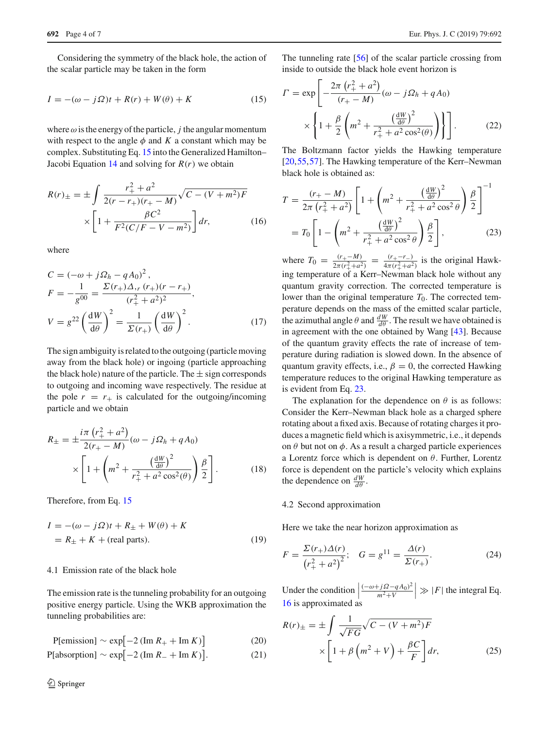Considering the symmetry of the black hole, the action of the scalar particle may be taken in the form

$$I = -(\omega - j\Omega)t + R(r) + W(\theta) + K \tag{15}$$

where $\omega$ is the energy of the particle, $j$ the angular momentum with respect to the angle $\phi$ and $K$ a constant which may be complex. Substituting Eq. 15 into the Generalized Hamilton–Jacobi Equation 14 and solving for $R(r)$ we obtain

$$R(r)_{\pm} = \pm \int \frac{r_+^2 + a^2}{2(r - r_+)(r_+ - M)} \sqrt{C - (V + m^2)F} \times \left[1 + \frac{\beta C^2}{F^2(C/F - V - m^2)}\right] dr, \tag{16}$$

where

$$C = (-\omega + j\Omega_h - qA_0)^2,$$
$$F = -\frac{1}{g^{00}} = \frac{\Sigma(r_+)\Delta_{,r}(r_+)(r - r_+)}{(r_+^2 + a^2)^2},$$
$$V = g^{22}\left(\frac{\mathrm{d}W}{\mathrm{d}\theta}\right)^2 = \frac{1}{\Sigma(r_+)}\left(\frac{\mathrm{d}W}{\mathrm{d}\theta}\right)^2. \tag{17}$$

The sign ambiguity is related to the outgoing (particle moving away from the black hole) or ingoing (particle approaching the black hole) nature of the particle. The $\pm$ sign corresponds to outgoing and incoming wave respectively. The residue at the pole $r = r_+$ is calculated for the outgoing/incoming particle and we obtain

$$R_{\pm} = \pm \frac{i\pi\left(r_+^2 + a^2\right)}{2(r_+ - M)}(\omega - j\Omega_h + qA_0) \times \left[1 + \left(m^2 + \frac{\left(\frac{\mathrm{d}W}{\mathrm{d}\theta}\right)^2}{r_+^2 + a^2\cos^2(\theta)}\right)\frac{\beta}{2}\right]. \tag{18}$$

Therefore, from Eq. 15

$$\begin{aligned} I &= -(\omega - j\Omega)t + R_{\pm} + W(\theta) + K \\ &= R_{\pm} + K + (\text{real parts}). \end{aligned} \tag{19}$$

### 4.1 Emission rate of the black hole

The emission rate is the tunneling probability for an outgoing positive energy particle. Using the WKB approximation the tunneling probabilities are:

$$\text{P[emission]} \sim \exp\left[-2\,(\text{Im } R_+ + \text{Im } K)\right] \tag{20}$$
$$\text{P[absorption]} \sim \exp\left[-2\,(\text{Im } R_- + \text{Im } K)\right]. \tag{21}$$

The tunneling rate [56] of the scalar particle crossing from inside to outside the black hole event horizon is

$$\Gamma = \exp\left[-\frac{2\pi\left(r_+^2 + a^2\right)}{(r_+ - M)}(\omega - j\Omega_h + qA_0) \times \left\{1 + \frac{\beta}{2}\left(m^2 + \frac{\left(\frac{\mathrm{d}W}{\mathrm{d}\theta}\right)^2}{r_+^2 + a^2\cos^2(\theta)}\right)\right\}\right]. \tag{22}$$

The Boltzmann factor yields the Hawking temperature [20,55,57]. The Hawking temperature of the Kerr–Newman black hole is obtained as:

$$\begin{aligned} T &= \frac{(r_+ - M)}{2\pi\left(r_+^2 + a^2\right)}\left[1 + \left(m^2 + \frac{\left(\frac{\mathrm{d}W}{\mathrm{d}\theta}\right)^2}{r_+^2 + a^2\cos^2\theta}\right)\frac{\beta}{2}\right]^{-1} \\ &= T_0\left[1 - \left(m^2 + \frac{\left(\frac{\mathrm{d}W}{\mathrm{d}\theta}\right)^2}{r_+^2 + a^2\cos^2\theta}\right)\frac{\beta}{2}\right], \end{aligned} \tag{23}$$

where $T_0 = \frac{(r_+ - M)}{2\pi(r_+^2 + a^2)} = \frac{(r_+ - r_-)}{4\pi(r_+^2 + a^2)}$ is the original Hawking temperature of a Kerr–Newman black hole without any quantum gravity correction. The corrected temperature is lower than the original temperature $T_0$. The corrected temperature depends on the mass of the emitted scalar particle, the azimuthal angle $\theta$ and $\frac{dW}{d\theta}$. The result we have obtained is in agreement with the one obtained by Wang [43]. Because of the quantum gravity effects the rate of increase of temperature during radiation is slowed down. In the absence of quantum gravity effects, i.e., $\beta = 0$, the corrected Hawking temperature reduces to the original Hawking temperature as is evident from Eq. 23.

The explanation for the dependence on $\theta$ is as follows: Consider the Kerr–Newman black hole as a charged sphere rotating about a fixed axis. Because of rotating charges it produces a magnetic field which is axisymmetric, i.e., it depends on $\theta$ but not on $\phi$. As a result a charged particle experiences a Lorentz force which is dependent on $\theta$. Further, Lorentz force is dependent on the particle's velocity which explains the dependence on $\frac{dW}{d\theta}$.

### 4.2 Second approximation

Here we take the near horizon approximation as

$$F = \frac{\Sigma(r_+)\Delta(r)}{\left(r_+^2 + a^2\right)^2}; \quad G = g^{11} = \frac{\Delta(r)}{\Sigma(r_+)}. \tag{24}$$

Under the condition $\left|\frac{(-\omega + j\Omega - qA_0)^2}{m^2 + V}\right| \gg |F|$ the integral Eq. 16 is approximated as

$$R(r)_{\pm} = \pm \int \frac{1}{\sqrt{FG}}\sqrt{C - (V + m^2)F} \times \left[1 + \beta\left(m^2 + V\right) + \frac{\beta C}{F}\right] dr, \tag{25}$$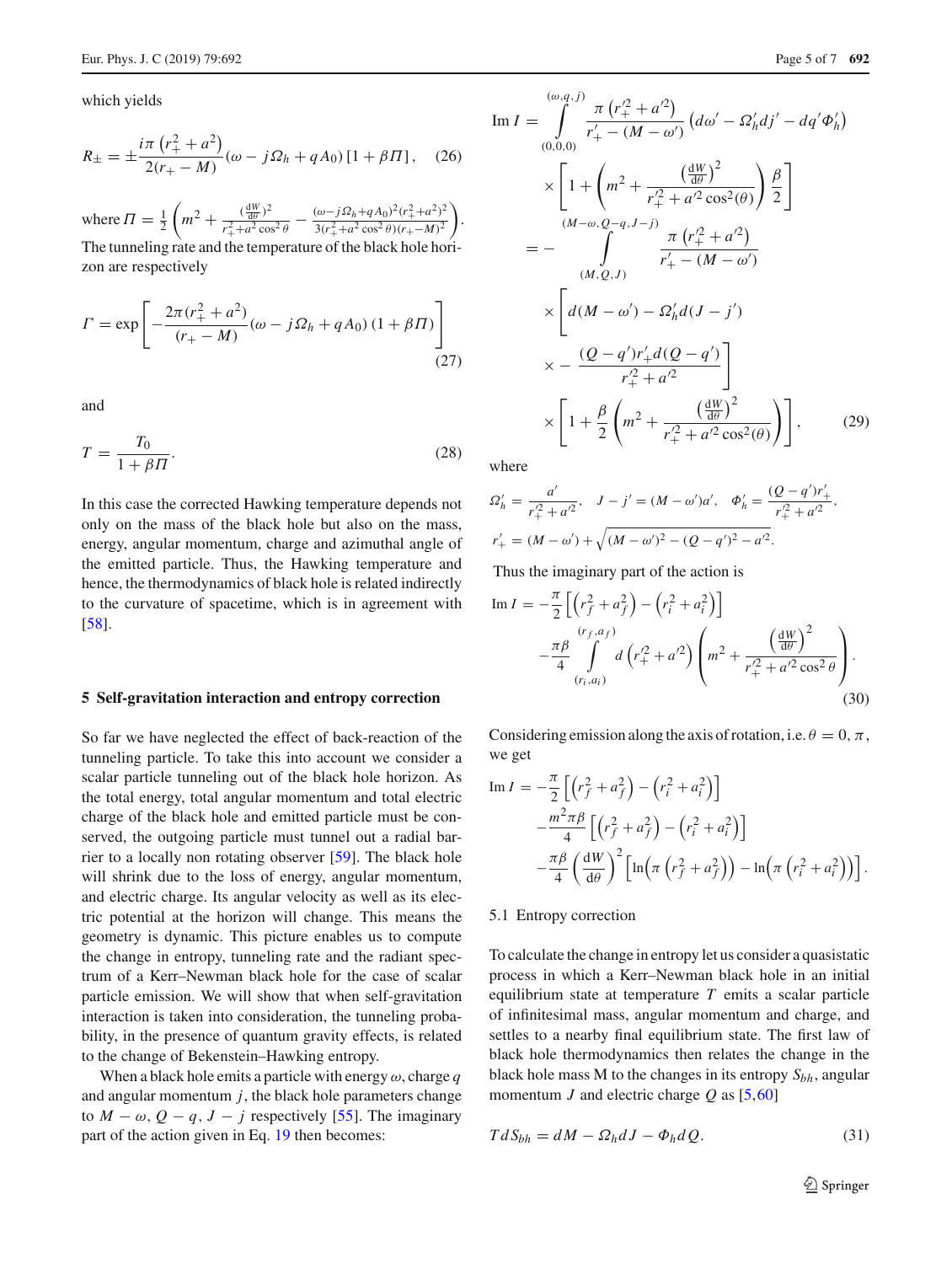which yields

$$R_{\pm} = \pm \frac{i\pi\left(r_+^2 + a^2\right)}{2(r_+ - M)}(\omega - j\Omega_h + qA_0)\left[1 + \beta\Pi\right], \quad (26)$$

where $\Pi = \frac{1}{2}\left(m^2 + \frac{(\frac{dW}{d\theta})^2}{r_+^2 + a^2\cos^2\theta} - \frac{(\omega - j\Omega_h + qA_0)^2(r_+^2+a^2)^2}{3(r_+^2+a^2\cos^2\theta)(r_+-M)^2}\right)$. The tunneling rate and the temperature of the black hole horizon are respectively

$$\Gamma = \exp\left[-\frac{2\pi(r_+^2 + a^2)}{(r_+ - M)}(\omega - j\Omega_h + qA_0)\left(1 + \beta\Pi\right)\right] \quad (27)$$

and

$$T = \frac{T_0}{1 + \beta\Pi}. \quad (28)$$

In this case the corrected Hawking temperature depends not only on the mass of the black hole but also on the mass, energy, angular momentum, charge and azimuthal angle of the emitted particle. Thus, the Hawking temperature and hence, the thermodynamics of black hole is related indirectly to the curvature of spacetime, which is in agreement with [58].

## 5 Self-gravitation interaction and entropy correction

So far we have neglected the effect of back-reaction of the tunneling particle. To take this into account we consider a scalar particle tunneling out of the black hole horizon. As the total energy, total angular momentum and total electric charge of the black hole and emitted particle must be conserved, the outgoing particle must tunnel out a radial barrier to a locally non rotating observer [59]. The black hole will shrink due to the loss of energy, angular momentum, and electric charge. Its angular velocity as well as its electric potential at the horizon will change. This means the geometry is dynamic. This picture enables us to compute the change in entropy, tunneling rate and the radiant spectrum of a Kerr–Newman black hole for the case of scalar particle emission. We will show that when self-gravitation interaction is taken into consideration, the tunneling probability, in the presence of quantum gravity effects, is related to the change of Bekenstein–Hawking entropy.

When a black hole emits a particle with energy $\omega$, charge $q$ and angular momentum $j$, the black hole parameters change to $M - \omega$, $Q - q$, $J - j$ respectively [55]. The imaginary part of the action given in Eq. 19 then becomes:

$$\begin{aligned}
\operatorname{Im} I &= \int_{(0,0,0)}^{(\omega,q,j)} \frac{\pi\left(r_+'^2 + a'^2\right)}{r_+' - (M - \omega')}\left(d\omega' - \Omega_h' dj' - dq'\Phi_h'\right) \\
&\quad \times \left[1 + \left(m^2 + \frac{\left(\frac{dW}{d\theta}\right)^2}{r_+^2 + a'^2\cos^2(\theta)}\right)\frac{\beta}{2}\right] \\
&= -\int_{(M,Q,J)}^{(M-\omega,Q-q,J-j)} \frac{\pi\left(r_+'^2 + a'^2\right)}{r_+' - (M - \omega')} \\
&\quad \times \left[d(M - \omega') - \Omega_h' d(J - j') \right.\\
&\quad \left. \times - \frac{(Q - q')r_+' d(Q - q')}{r_+'^2 + a'^2}\right] \\
&\quad \times \left[1 + \frac{\beta}{2}\left(m^2 + \frac{\left(\frac{dW}{d\theta}\right)^2}{r_+^2 + a'^2\cos^2(\theta)}\right)\right], \quad (29)
\end{aligned}$$

where

$$\Omega_h' = \frac{a'}{r_+^2 + a'^2}, \quad J - j' = (M - \omega')a', \quad \Phi_h' = \frac{(Q - q')r_+'}{r_+'^2 + a'^2},$$
$$r_+' = (M - \omega') + \sqrt{(M - \omega')^2 - (Q - q')^2 - a'^2}.$$

Thus the imaginary part of the action is

$$\begin{aligned}
\operatorname{Im} I = &-\frac{\pi}{2}\left[\left(r_f^2 + a_f^2\right) - \left(r_i^2 + a_i^2\right)\right] \\
&-\frac{\pi\beta}{4}\int_{(r_i,a_i)}^{(r_f,a_f)} d\left(r_+'^2 + a'^2\right)\left(m^2 + \frac{\left(\frac{dW}{d\theta}\right)^2}{r_+'^2 + a'^2\cos^2\theta}\right).
\end{aligned} \quad (30)$$

Considering emission along the axis of rotation, i.e. $\theta = 0, \pi$, we get

$$\begin{aligned}
\operatorname{Im} I = &-\frac{\pi}{2}\left[\left(r_f^2 + a_f^2\right) - \left(r_i^2 + a_i^2\right)\right] \\
&-\frac{m^2\pi\beta}{4}\left[\left(r_f^2 + a_f^2\right) - \left(r_i^2 + a_i^2\right)\right] \\
&-\frac{\pi\beta}{4}\left(\frac{dW}{d\theta}\right)^2\left[\ln\left(\pi\left(r_f^2 + a_f^2\right)\right) - \ln\left(\pi\left(r_i^2 + a_i^2\right)\right)\right].
\end{aligned}$$

### 5.1 Entropy correction

To calculate the change in entropy let us consider a quasistatic process in which a Kerr–Newman black hole in an initial equilibrium state at temperature $T$ emits a scalar particle of infinitesimal mass, angular momentum and charge, and settles to a nearby final equilibrium state. The first law of black hole thermodynamics then relates the change in the black hole mass M to the changes in its entropy $S_{bh}$, angular momentum $J$ and electric charge $Q$ as [5,60]

$$T dS_{bh} = dM - \Omega_h dJ - \Phi_h dQ. \quad (31)$$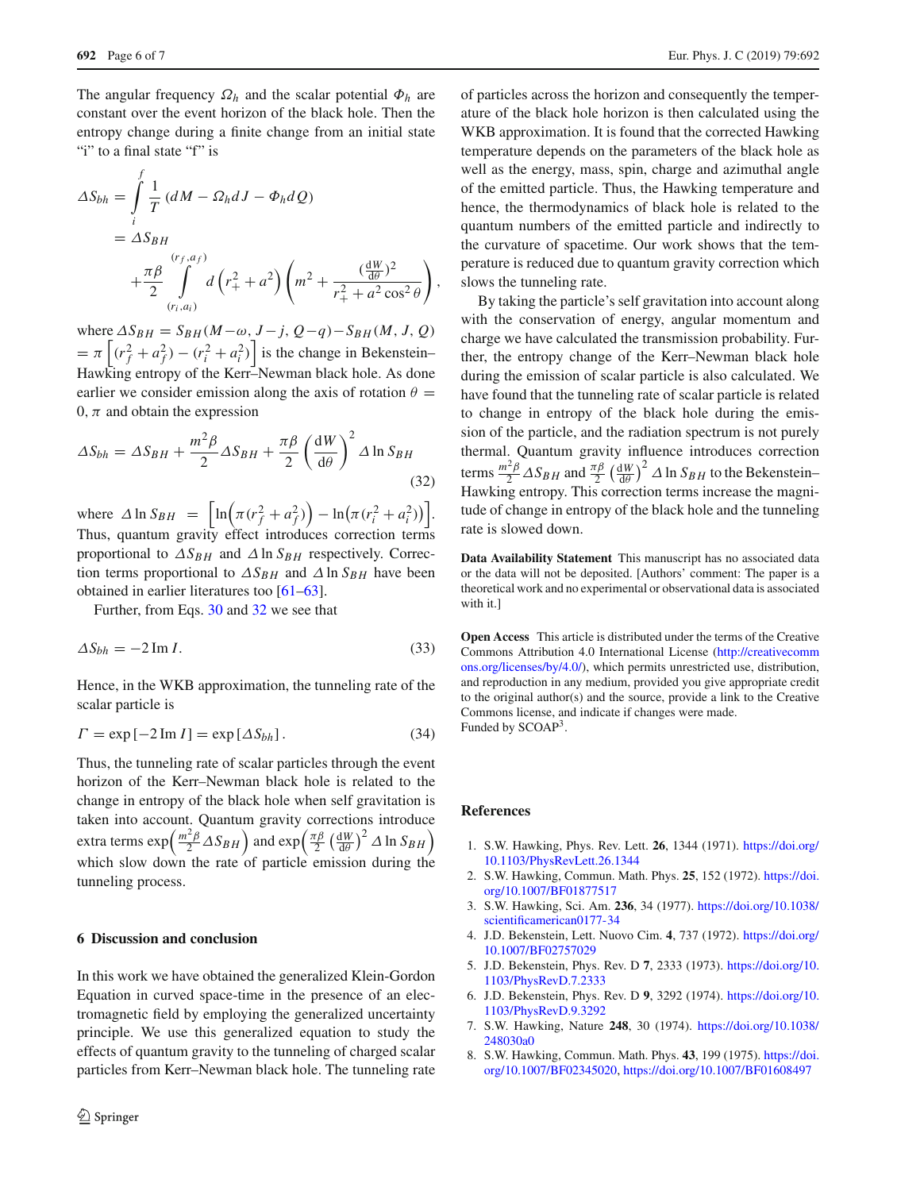The angular frequency $\Omega_h$ and the scalar potential $\Phi_h$ are constant over the event horizon of the black hole. Then the entropy change during a finite change from an initial state "i" to a final state "f" is

$$\Delta S_{bh} = \int_i^f \frac{1}{T}\left(dM - \Omega_h dJ - \Phi_h dQ\right) = \Delta S_{BH} + \frac{\pi\beta}{2}\int_{(r_i,a_i)}^{(r_f,a_f)} d\left(r_+^2 + a^2\right)\left(m^2 + \frac{(\frac{dW}{d\theta})^2}{r_+^2 + a^2\cos^2\theta}\right),$$

where $\Delta S_{BH} = S_{BH}(M-\omega, J-j, Q-q) - S_{BH}(M,J,Q) = \pi\left[(r_f^2 + a_f^2) - (r_i^2 + a_i^2)\right]$ is the change in Bekenstein–Hawking entropy of the Kerr–Newman black hole. As done earlier we consider emission along the axis of rotation $\theta = 0, \pi$ and obtain the expression

$$\Delta S_{bh} = \Delta S_{BH} + \frac{m^2\beta}{2}\Delta S_{BH} + \frac{\pi\beta}{2}\left(\frac{dW}{d\theta}\right)^2 \Delta \ln S_{BH} \tag{32}$$

where $\Delta \ln S_{BH} = \left[\ln\left(\pi(r_f^2 + a_f^2)\right) - \ln\left(\pi(r_i^2 + a_i^2)\right)\right]$. Thus, quantum gravity effect introduces correction terms proportional to $\Delta S_{BH}$ and $\Delta \ln S_{BH}$ respectively. Correction terms proportional to $\Delta S_{BH}$ and $\Delta \ln S_{BH}$ have been obtained in earlier literatures too [61–63].

Further, from Eqs. 30 and 32 we see that

$$\Delta S_{bh} = -2\,\mathrm{Im}\, I. \tag{33}$$

Hence, in the WKB approximation, the tunneling rate of the scalar particle is

$$\Gamma = \exp\left[-2\,\mathrm{Im}\, I\right] = \exp\left[\Delta S_{bh}\right]. \tag{34}$$

Thus, the tunneling rate of scalar particles through the event horizon of the Kerr–Newman black hole is related to the change in entropy of the black hole when self gravitation is taken into account. Quantum gravity corrections introduce extra terms $\exp\left(\frac{m^2\beta}{2}\Delta S_{BH}\right)$ and $\exp\left(\frac{\pi\beta}{2}\left(\frac{dW}{d\theta}\right)^2 \Delta \ln S_{BH}\right)$ which slow down the rate of particle emission during the tunneling process.

## 6 Discussion and conclusion

In this work we have obtained the generalized Klein-Gordon Equation in curved space-time in the presence of an electromagnetic field by employing the generalized uncertainty principle. We use this generalized equation to study the effects of quantum gravity to the tunneling of charged scalar particles from Kerr–Newman black hole. The tunneling rate of particles across the horizon and consequently the temperature of the black hole horizon is then calculated using the WKB approximation. It is found that the corrected Hawking temperature depends on the parameters of the black hole as well as the energy, mass, spin, charge and azimuthal angle of the emitted particle. Thus, the Hawking temperature and hence, the thermodynamics of black hole is related to the quantum numbers of the emitted particle and indirectly to the curvature of spacetime. Our work shows that the temperature is reduced due to quantum gravity correction which slows the tunneling rate.

By taking the particle's self gravitation into account along with the conservation of energy, angular momentum and charge we have calculated the transmission probability. Further, the entropy change of the Kerr–Newman black hole during the emission of scalar particle is also calculated. We have found that the tunneling rate of scalar particle is related to change in entropy of the black hole during the emission of the particle, and the radiation spectrum is not purely thermal. Quantum gravity influence introduces correction terms $\frac{m^2\beta}{2}\Delta S_{BH}$ and $\frac{\pi\beta}{2}\left(\frac{dW}{d\theta}\right)^2 \Delta \ln S_{BH}$ to the Bekenstein–Hawking entropy. This correction terms increase the magnitude of change in entropy of the black hole and the tunneling rate is slowed down.

**Data Availability Statement** This manuscript has no associated data or the data will not be deposited. [Authors' comment: The paper is a theoretical work and no experimental or observational data is associated with it.]

**Open Access** This article is distributed under the terms of the Creative Commons Attribution 4.0 International License (http://creativecommons.org/licenses/by/4.0/), which permits unrestricted use, distribution, and reproduction in any medium, provided you give appropriate credit to the original author(s) and the source, provide a link to the Creative Commons license, and indicate if changes were made.
Funded by SCOAP[3].

## References

1. S.W. Hawking, Phys. Rev. Lett. **26**, 1344 (1971). https://doi.org/10.1103/PhysRevLett.26.1344
2. S.W. Hawking, Commun. Math. Phys. **25**, 152 (1972). https://doi.org/10.1007/BF01877517
3. S.W. Hawking, Sci. Am. **236**, 34 (1977). https://doi.org/10.1038/scientificamerican0177-34
4. J.D. Bekenstein, Lett. Nuovo Cim. **4**, 737 (1972). https://doi.org/10.1007/BF02757029
5. J.D. Bekenstein, Phys. Rev. D **7**, 2333 (1973). https://doi.org/10.1103/PhysRevD.7.2333
6. J.D. Bekenstein, Phys. Rev. D **9**, 3292 (1974). https://doi.org/10.1103/PhysRevD.9.3292
7. S.W. Hawking, Nature **248**, 30 (1974). https://doi.org/10.1038/248030a0
8. S.W. Hawking, Commun. Math. Phys. **43**, 199 (1975). https://doi.org/10.1007/BF02345020, https://doi.org/10.1007/BF01608497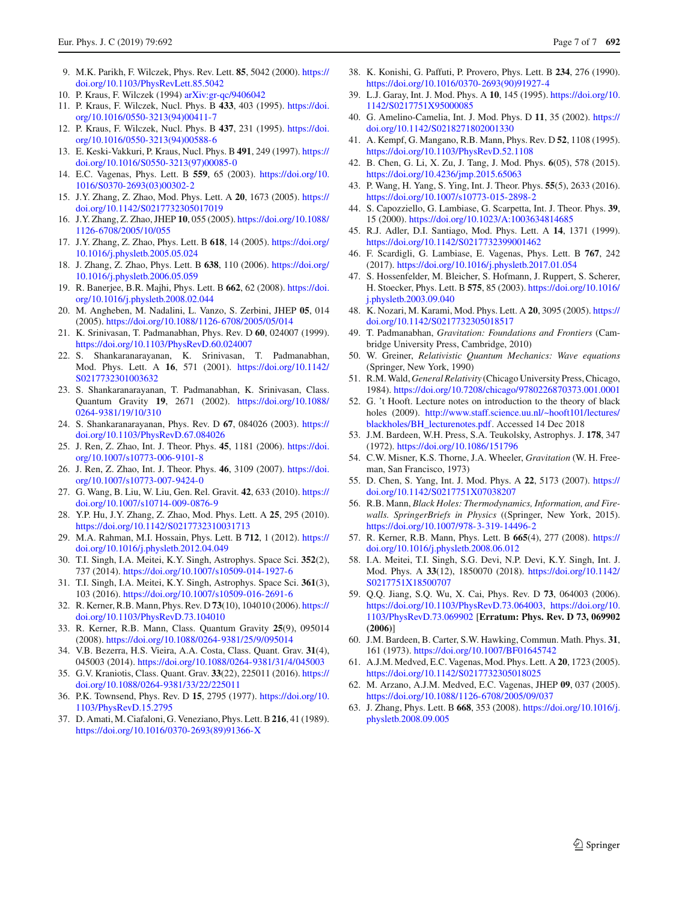9. M.K. Parikh, F. Wilczek, Phys. Rev. Lett. **85**, 5042 (2000). https://doi.org/10.1103/PhysRevLett.85.5042
10. P. Kraus, F. Wilczek (1994) arXiv:gr-qc/9406042
11. P. Kraus, F. Wilczek, Nucl. Phys. B **433**, 403 (1995). https://doi.org/10.1016/0550-3213(94)00411-7
12. P. Kraus, F. Wilczek, Nucl. Phys. B **437**, 231 (1995). https://doi.org/10.1016/0550-3213(94)00588-6
13. E. Keski-Vakkuri, P. Kraus, Nucl. Phys. B **491**, 249 (1997). https://doi.org/10.1016/S0550-3213(97)00085-0
14. E.C. Vagenas, Phys. Lett. B **559**, 65 (2003). https://doi.org/10.1016/S0370-2693(03)00302-2
15. J.Y. Zhang, Z. Zhao, Mod. Phys. Lett. A **20**, 1673 (2005). https://doi.org/10.1142/S0217732305017019
16. J.Y. Zhang, Z. Zhao, JHEP **10**, 055 (2005). https://doi.org/10.1088/1126-6708/2005/10/055
17. J.Y. Zhang, Z. Zhao, Phys. Lett. B **618**, 14 (2005). https://doi.org/10.1016/j.physletb.2005.05.024
18. J. Zhang, Z. Zhao, Phys. Lett. B **638**, 110 (2006). https://doi.org/10.1016/j.physletb.2006.05.059
19. R. Banerjee, B.R. Majhi, Phys. Lett. B **662**, 62 (2008). https://doi.org/10.1016/j.physletb.2008.02.044
20. M. Angheben, M. Nadalini, L. Vanzo, S. Zerbini, JHEP **05**, 014 (2005). https://doi.org/10.1088/1126-6708/2005/05/014
21. K. Srinivasan, T. Padmanabhan, Phys. Rev. D **60**, 024007 (1999). https://doi.org/10.1103/PhysRevD.60.024007
22. S. Shankaranarayanan, K. Srinivasan, T. Padmanabhan, Mod. Phys. Lett. A **16**, 571 (2001). https://doi.org/10.1142/S0217732301003632
23. S. Shankaranarayanan, T. Padmanabhan, K. Srinivasan, Class. Quantum Gravity **19**, 2671 (2002). https://doi.org/10.1088/0264-9381/19/10/310
24. S. Shankaranarayanan, Phys. Rev. D **67**, 084026 (2003). https://doi.org/10.1103/PhysRevD.67.084026
25. J. Ren, Z. Zhao, Int. J. Theor. Phys. **45**, 1181 (2006). https://doi.org/10.1007/s10773-006-9101-8
26. J. Ren, Z. Zhao, Int. J. Theor. Phys. **46**, 3109 (2007). https://doi.org/10.1007/s10773-007-9424-0
27. G. Wang, B. Liu, W. Liu, Gen. Rel. Gravit. **42**, 633 (2010). https://doi.org/10.1007/s10714-009-0876-9
28. Y.P. Hu, J.Y. Zhang, Z. Zhao, Mod. Phys. Lett. A **25**, 295 (2010). https://doi.org/10.1142/S0217732310031713
29. M.A. Rahman, M.I. Hossain, Phys. Lett. B **712**, 1 (2012). https://doi.org/10.1016/j.physletb.2012.04.049
30. T.I. Singh, I.A. Meitei, K.Y. Singh, Astrophys. Space Sci. **352**(2), 737 (2014). https://doi.org/10.1007/s10509-014-1927-6
31. T.I. Singh, I.A. Meitei, K.Y. Singh, Astrophys. Space Sci. **361**(3), 103 (2016). https://doi.org/10.1007/s10509-016-2691-6
32. R. Kerner, R.B. Mann, Phys. Rev. D **73**(10), 104010 (2006). https://doi.org/10.1103/PhysRevD.73.104010
33. R. Kerner, R.B. Mann, Class. Quantum Gravity **25**(9), 095014 (2008). https://doi.org/10.1088/0264-9381/25/9/095014
34. V.B. Bezerra, H.S. Vieira, A.A. Costa, Class. Quant. Grav. **31**(4), 045003 (2014). https://doi.org/10.1088/0264-9381/31/4/045003
35. G.V. Kraniotis, Class. Quant. Grav. **33**(22), 225011 (2016). https://doi.org/10.1088/0264-9381/33/22/225011
36. P.K. Townsend, Phys. Rev. D **15**, 2795 (1977). https://doi.org/10.1103/PhysRevD.15.2795
37. D. Amati, M. Ciafaloni, G. Veneziano, Phys. Lett. B **216**, 41 (1989). https://doi.org/10.1016/0370-2693(89)91366-X
38. K. Konishi, G. Paffuti, P. Provero, Phys. Lett. B **234**, 276 (1990). https://doi.org/10.1016/0370-2693(90)91927-4
39. L.J. Garay, Int. J. Mod. Phys. A **10**, 145 (1995). https://doi.org/10.1142/S0217751X95000085
40. G. Amelino-Camelia, Int. J. Mod. Phys. D **11**, 35 (2002). https://doi.org/10.1142/S0218271802001330
41. A. Kempf, G. Mangano, R.B. Mann, Phys. Rev. D **52**, 1108 (1995). https://doi.org/10.1103/PhysRevD.52.1108
42. B. Chen, G. Li, X. Zu, J. Tang, J. Mod. Phys. **6**(05), 578 (2015). https://doi.org/10.4236/jmp.2015.65063
43. P. Wang, H. Yang, S. Ying, Int. J. Theor. Phys. **55**(5), 2633 (2016). https://doi.org/10.1007/s10773-015-2898-2
44. S. Capozziello, G. Lambiase, G. Scarpetta, Int. J. Theor. Phys. **39**, 15 (2000). https://doi.org/10.1023/A:1003634814685
45. R.J. Adler, D.I. Santiago, Mod. Phys. Lett. A **14**, 1371 (1999). https://doi.org/10.1142/S0217732399001462
46. F. Scardigli, G. Lambiase, E. Vagenas, Phys. Lett. B **767**, 242 (2017). https://doi.org/10.1016/j.physletb.2017.01.054
47. S. Hossenfelder, M. Bleicher, S. Hofmann, J. Ruppert, S. Scherer, H. Stoecker, Phys. Lett. B **575**, 85 (2003). https://doi.org/10.1016/j.physletb.2003.09.040
48. K. Nozari, M. Karami, Mod. Phys. Lett. A **20**, 3095 (2005). https://doi.org/10.1142/S0217732305018517
49. T. Padmanabhan, *Gravitation: Foundations and Frontiers* (Cambridge University Press, Cambridge, 2010)
50. W. Greiner, *Relativistic Quantum Mechanics: Wave equations* (Springer, New York, 1990)
51. R.M. Wald, *General Relativity* (Chicago University Press, Chicago, 1984). https://doi.org/10.7208/chicago/9780226870373.001.0001
52. G. 't Hooft. Lecture notes on introduction to the theory of black holes (2009). http://www.staff.science.uu.nl/~hooft101/lectures/blackholes/BH_lecturenotes.pdf. Accessed 14 Dec 2018
53. J.M. Bardeen, W.H. Press, S.A. Teukolsky, Astrophys. J. **178**, 347 (1972). https://doi.org/10.1086/151796
54. C.W. Misner, K.S. Thorne, J.A. Wheeler, *Gravitation* (W. H. Freeman, San Francisco, 1973)
55. D. Chen, S. Yang, Int. J. Mod. Phys. A **22**, 5173 (2007). https://doi.org/10.1142/S0217751X07038207
56. R.B. Mann, *Black Holes: Thermodynamics, Information, and Firewalls. SpringerBriefs in Physics* ((Springer, New York, 2015). https://doi.org/10.1007/978-3-319-14496-2
57. R. Kerner, R.B. Mann, Phys. Lett. B **665**(4), 277 (2008). https://doi.org/10.1016/j.physletb.2008.06.012
58. I.A. Meitei, T.I. Singh, S.G. Devi, N.P. Devi, K.Y. Singh, Int. J. Mod. Phys. A **33**(12), 1850070 (2018). https://doi.org/10.1142/S0217751X18500707
59. Q.Q. Jiang, S.Q. Wu, X. Cai, Phys. Rev. D **73**, 064003 (2006). https://doi.org/10.1103/PhysRevD.73.064003, https://doi.org/10.1103/PhysRevD.73.069902 [**Erratum: Phys. Rev. D 73, 069902 (2006)**]
60. J.M. Bardeen, B. Carter, S.W. Hawking, Commun. Math. Phys. **31**, 161 (1973). https://doi.org/10.1007/BF01645742
61. A.J.M. Medved, E.C. Vagenas, Mod. Phys. Lett. A **20**, 1723 (2005). https://doi.org/10.1142/S0217732305018025
62. M. Arzano, A.J.M. Medved, E.C. Vagenas, JHEP **09**, 037 (2005). https://doi.org/10.1088/1126-6708/2005/09/037
63. J. Zhang, Phys. Lett. B **668**, 353 (2008). https://doi.org/10.1016/j.physletb.2008.09.005